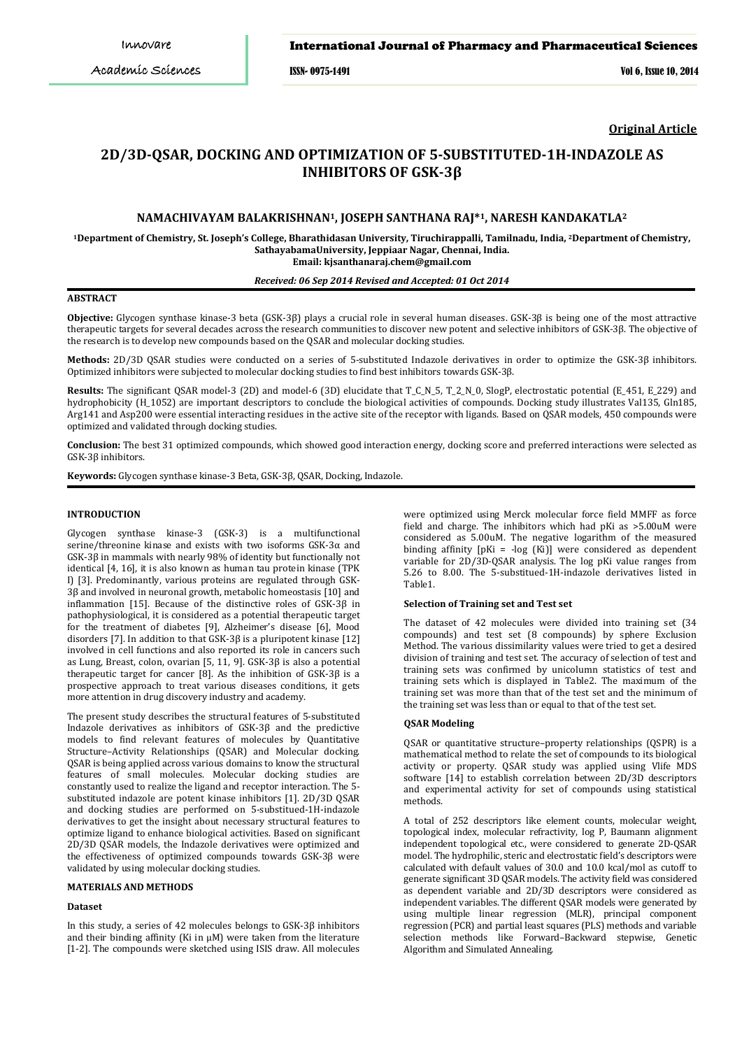**Original Article**

# 2D/3D-QSAR, DOCKING AND OPTIMIZATION OF 5-SUBSTITUTED-1H-INDAZOLE AS INHIBITORS OF GSK-3β

**NAMACHIVAYAM BALAKRISHNAN[1], JOSEPH SANTHANA RAJ*[1], NARESH KANDAKATLA[2]**

[1]Department of Chemistry, St. Joseph's College, Bharathidasan University, Tiruchirappalli, Tamilnadu, India, [2]Department of Chemistry, SathayabamaUniversity, Jeppiaar Nagar, Chennai, India.
Email: kjsanthanaraj.chem@gmail.com

*Received: 06 Sep 2014 Revised and Accepted: 01 Oct 2014*

## ABSTRACT

**Objective:** Glycogen synthase kinase-3 beta (GSK-3β) plays a crucial role in several human diseases. GSK-3β is being one of the most attractive therapeutic targets for several decades across the research communities to discover new potent and selective inhibitors of GSK-3β. The objective of the research is to develop new compounds based on the QSAR and molecular docking studies.

**Methods:** 2D/3D QSAR studies were conducted on a series of 5-substituted Indazole derivatives in order to optimize the GSK-3β inhibitors. Optimized inhibitors were subjected to molecular docking studies to find best inhibitors towards GSK-3β.

**Results:** The significant QSAR model-3 (2D) and model-6 (3D) elucidate that T_C_N_5, T_2_N_0, SlogP, electrostatic potential (E_451, E_229) and hydrophobicity (H_1052) are important descriptors to conclude the biological activities of compounds. Docking study illustrates Val135, Gln185, Arg141 and Asp200 were essential interacting residues in the active site of the receptor with ligands. Based on QSAR models, 450 compounds were optimized and validated through docking studies.

**Conclusion:** The best 31 optimized compounds, which showed good interaction energy, docking score and preferred interactions were selected as GSK-3β inhibitors.

**Keywords:** Glycogen synthase kinase-3 Beta, GSK-3β, QSAR, Docking, Indazole.

## INTRODUCTION

Glycogen synthase kinase-3 (GSK-3) is a multifunctional serine/threonine kinase and exists with two isoforms GSK-3α and GSK-3β in mammals with nearly 98% of identity but functionally not identical [4, 16], it is also known as human tau protein kinase (TPK I) [3]. Predominantly, various proteins are regulated through GSK-3β and involved in neuronal growth, metabolic homeostasis [10] and inflammation [15]. Because of the distinctive roles of GSK-3β in pathophysiological, it is considered as a potential therapeutic target for the treatment of diabetes [9], Alzheimer's disease [6], Mood disorders [7]. In addition to that GSK-3β is a pluripotent kinase [12] involved in cell functions and also reported its role in cancers such as Lung, Breast, colon, ovarian [5, 11, 9]. GSK-3β is also a potential therapeutic target for cancer [8]. As the inhibition of GSK-3β is a prospective approach to treat various diseases conditions, it gets more attention in drug discovery industry and academy.

The present study describes the structural features of 5-substituted Indazole derivatives as inhibitors of GSK-3β and the predictive models to find relevant features of molecules by Quantitative Structure–Activity Relationships (QSAR) and Molecular docking. QSAR is being applied across various domains to know the structural features of small molecules. Molecular docking studies are constantly used to realize the ligand and receptor interaction. The 5-substituted indazole are potent kinase inhibitors [1]. 2D/3D QSAR and docking studies are performed on 5-substitued-1H-indazole derivatives to get the insight about necessary structural features to optimize ligand to enhance biological activities. Based on significant 2D/3D QSAR models, the Indazole derivatives were optimized and the effectiveness of optimized compounds towards GSK-3β were validated by using molecular docking studies.

## MATERIALS AND METHODS

### Dataset

In this study, a series of 42 molecules belongs to GSK-3β inhibitors and their binding affinity (Ki in μM) were taken from the literature [1-2]. The compounds were sketched using ISIS draw. All molecules were optimized using Merck molecular force field MMFF as force field and charge. The inhibitors which had pKi as >5.00uM were considered as 5.00uM. The negative logarithm of the measured binding affinity [pKi = -log (Ki)] were considered as dependent variable for 2D/3D-QSAR analysis. The log pKi value ranges from 5.26 to 8.00. The 5-substitued-1H-indazole derivatives listed in Table1.

### Selection of Training set and Test set

The dataset of 42 molecules were divided into training set (34 compounds) and test set (8 compounds) by sphere Exclusion Method. The various dissimilarity values were tried to get a desired division of training and test set. The accuracy of selection of test and training sets was confirmed by unicolumn statistics of test and training sets which is displayed in Table2. The maximum of the training set was more than that of the test set and the minimum of the training set was less than or equal to that of the test set.

### QSAR Modeling

QSAR or quantitative structure–property relationships (QSPR) is a mathematical method to relate the set of compounds to its biological activity or property. QSAR study was applied using Vlife MDS software [14] to establish correlation between 2D/3D descriptors and experimental activity for set of compounds using statistical methods.

A total of 252 descriptors like element counts, molecular weight, topological index, molecular refractivity, log P, Baumann alignment independent topological etc., were considered to generate 2D-QSAR model. The hydrophilic, steric and electrostatic field's descriptors were calculated with default values of 30.0 and 10.0 kcal/mol as cutoff to generate significant 3D QSAR models. The activity field was considered as dependent variable and 2D/3D descriptors were considered as independent variables. The different QSAR models were generated by using multiple linear regression (MLR), principal component regression (PCR) and partial least squares (PLS) methods and variable selection methods like Forward–Backward stepwise, Genetic Algorithm and Simulated Annealing.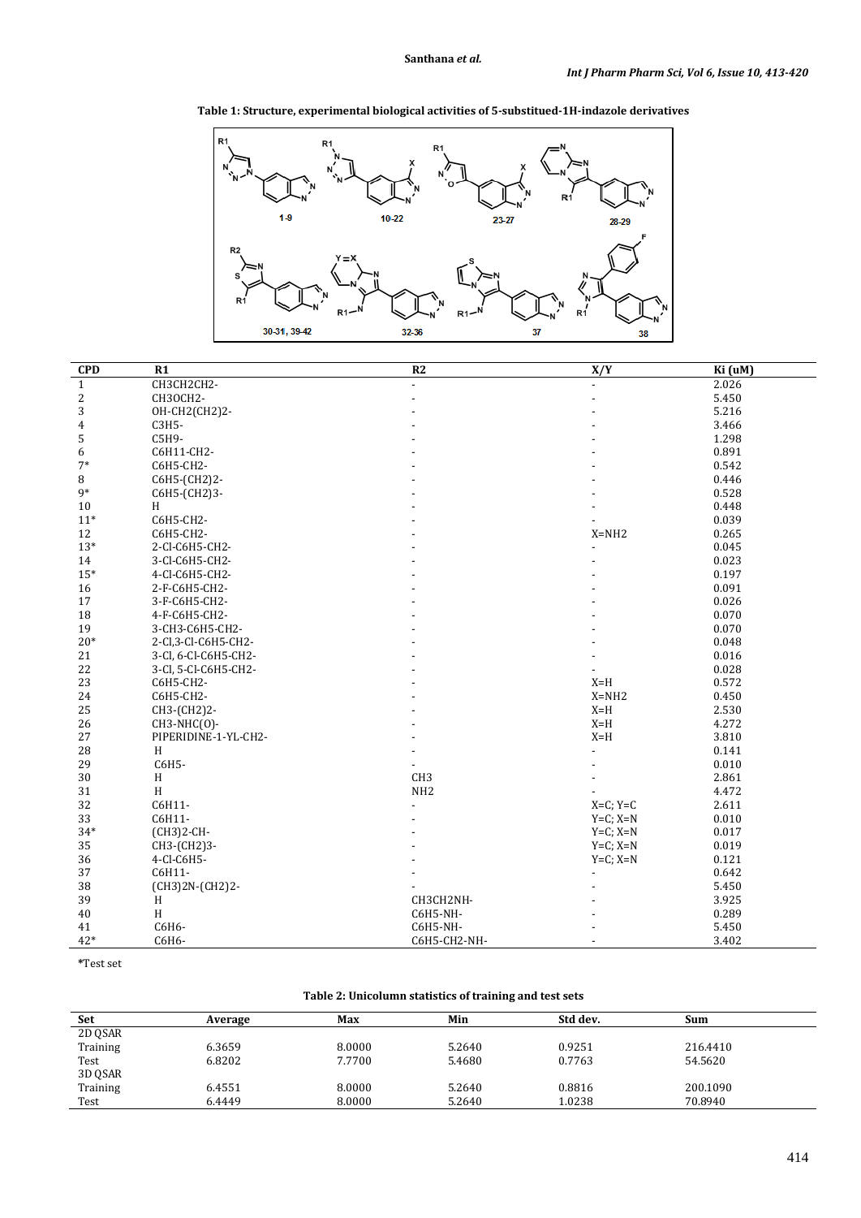**Table 1: Structure, experimental biological activities of 5-substitued-1H-indazole derivatives**

| CPD | R1 | R2 | X/Y | Ki (uM) |
|---|---|---|---|---|
| 1 | CH3CH2CH2- | - | - | 2.026 |
| 2 | CH3OCH2- | - | - | 5.450 |
| 3 | OH-CH2(CH2)2- | - | - | 5.216 |
| 4 | C3H5- | - | - | 3.466 |
| 5 | C5H9- | - | - | 1.298 |
| 6 | C6H11-CH2- | - | - | 0.891 |
| 7* | C6H5-CH2- | - | - | 0.542 |
| 8 | C6H5-(CH2)2- | - | - | 0.446 |
| 9* | C6H5-(CH2)3- | - | - | 0.528 |
| 10 | H | - | - | 0.448 |
| 11* | C6H5-CH2- | - | - | 0.039 |
| 12 | C6H5-CH2- | - | X=NH2 | 0.265 |
| 13* | 2-Cl-C6H5-CH2- | - | - | 0.045 |
| 14 | 3-Cl-C6H5-CH2- | - | - | 0.023 |
| 15* | 4-Cl-C6H5-CH2- | - | - | 0.197 |
| 16 | 2-F-C6H5-CH2- | - | - | 0.091 |
| 17 | 3-F-C6H5-CH2- | - | - | 0.026 |
| 18 | 4-F-C6H5-CH2- | - | - | 0.070 |
| 19 | 3-CH3-C6H5-CH2- | - | - | 0.070 |
| 20* | 2-Cl,3-Cl-C6H5-CH2- | - | - | 0.048 |
| 21 | 3-Cl, 6-Cl-C6H5-CH2- | - | - | 0.016 |
| 22 | 3-Cl, 5-Cl-C6H5-CH2- | - | - | 0.028 |
| 23 | C6H5-CH2- | - | X=H | 0.572 |
| 24 | C6H5-CH2- | - | X=NH2 | 0.450 |
| 25 | CH3-(CH2)2- | - | X=H | 2.530 |
| 26 | CH3-NHC(O)- | - | X=H | 4.272 |
| 27 | PIPERIDINE-1-YL-CH2- | - | X=H | 3.810 |
| 28 | H | - | - | 0.141 |
| 29 | C6H5- | - | - | 0.010 |
| 30 | H | CH3 | - | 2.861 |
| 31 | H | NH2 | - | 4.472 |
| 32 | C6H11- | - | X=C; Y=C | 2.611 |
| 33 | C6H11- | - | Y=C; X=N | 0.010 |
| 34* | (CH3)2-CH- | - | Y=C; X=N | 0.017 |
| 35 | CH3-(CH2)3- | - | Y=C; X=N | 0.019 |
| 36 | 4-Cl-C6H5- | - | Y=C; X=N | 0.121 |
| 37 | C6H11- | - | - | 0.642 |
| 38 | (CH3)2N-(CH2)2- | - | - | 5.450 |
| 39 | H | CH3CH2NH- | - | 3.925 |
| 40 | H | C6H5-NH- | - | 0.289 |
| 41 | C6H6- | C6H5-NH- | - | 5.450 |
| 42* | C6H6- | C6H5-CH2-NH- | - | 3.402 |

*Test set

**Table 2: Unicolumn statistics of training and test sets**

| Set | Average | Max | Min | Std dev. | Sum |
|---|---|---|---|---|---|
| 2D QSAR | | | | | |
| Training | 6.3659 | 8.0000 | 5.2640 | 0.9251 | 216.4410 |
| Test | 6.8202 | 7.7700 | 5.4680 | 0.7763 | 54.5620 |
| 3D QSAR | | | | | |
| Training | 6.4551 | 8.0000 | 5.2640 | 0.8816 | 200.1090 |
| Test | 6.4449 | 8.0000 | 5.2640 | 1.0238 | 70.8940 |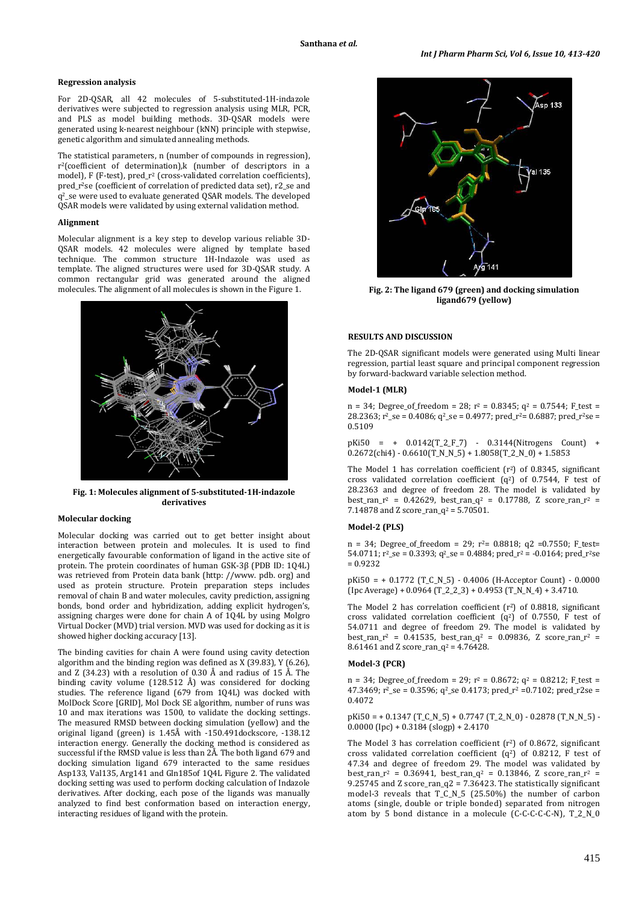### Regression analysis

For 2D-QSAR, all 42 molecules of 5-substituted-1H-indazole derivatives were subjected to regression analysis using MLR, PCR, and PLS as model building methods. 3D-QSAR models were generated using k-nearest neighbour (kNN) principle with stepwise, genetic algorithm and simulated annealing methods.

The statistical parameters, n (number of compounds in regression), $r^2$(coefficient of determination),k (number of descriptors in a model), F (F-test), pred_$r^2$ (cross-validated correlation coefficients), pred_$r^2$se (coefficient of correlation of predicted data set), r2_se and $q^2$_se were used to evaluate generated QSAR models. The developed QSAR models were validated by using external validation method.

### Alignment

Molecular alignment is a key step to develop various reliable 3D-QSAR models. 42 molecules were aligned by template based technique. The common structure 1H-Indazole was used as template. The aligned structures were used for 3D-QSAR study. A common rectangular grid was generated around the aligned molecules. The alignment of all molecules is shown in the Figure 1.

**Fig. 1: Molecules alignment of 5-substituted-1H-indazole derivatives**

### Molecular docking

Molecular docking was carried out to get better insight about interaction between protein and molecules. It is used to find energetically favourable conformation of ligand in the active site of protein. The protein coordinates of human GSK-3β (PDB ID: 1Q4L) was retrieved from Protein data bank (http: //www. pdb. org) and used as protein structure. Protein preparation steps includes removal of chain B and water molecules, cavity prediction, assigning bonds, bond order and hybridization, adding explicit hydrogen's, assigning charges were done for chain A of 1Q4L by using Molgro Virtual Docker (MVD) trial version. MVD was used for docking as it is showed higher docking accuracy [13].

The binding cavities for chain A were found using cavity detection algorithm and the binding region was defined as X (39.83), Y (6.26), and Z (34.23) with a resolution of 0.30 Å and radius of 15 Å. The binding cavity volume (128.512 Å) was considered for docking studies. The reference ligand (679 from 1Q4L) was docked with MolDock Score [GRID], Mol Dock SE algorithm, number of runs was 10 and max iterations was 1500, to validate the docking settings. The measured RMSD between docking simulation (yellow) and the original ligand (green) is 1.45Å with -150.491dockscore, -138.12 interaction energy. Generally the docking method is considered as successful if the RMSD value is less than 2Å. The both ligand 679 and docking simulation ligand 679 interacted to the same residues Asp133, Val135, Arg141 and Gln185of 1Q4L Figure 2. The validated docking setting was used to perform docking calculation of Indazole derivatives. After docking, each pose of the ligands was manually analyzed to find best conformation based on interaction energy, interacting residues of ligand with the protein.

**Fig. 2: The ligand 679 (green) and docking simulation ligand679 (yellow)**

## RESULTS AND DISCUSSION

The 2D-QSAR significant models were generated using Multi linear regression, partial least square and principal component regression by forward-backward variable selection method.

### Model-1 (MLR)

n = 34; Degree_of_freedom = 28; $r^2$ = 0.8345; $q^2$ = 0.7544; F_test = 28.2363; $r^2$_se = 0.4086; $q^2$_se = 0.4977; pred_$r^2$= 0.6887; pred_$r^2$se = 0.5109

pKi50 = + 0.0142(T_2_F_7) - 0.3144(Nitrogens Count) + 0.2672(chi4) - 0.6610(T_N_N_5) + 1.8058(T_2_N_0) + 1.5853

The Model 1 has correlation coefficient ($r^2$) of 0.8345, significant cross validated correlation coefficient ($q^2$) of 0.7544, F test of 28.2363 and degree of freedom 28. The model is validated by best_ran_$r^2$ = 0.42629, best_ran_$q^2$ = 0.17788, Z score_ran_$r^2$ = 7.14878 and Z score_ran_$q^2$ = 5.70501.

### Model-2 (PLS)

n = 34; Degree_of_freedom = 29; $r^2$= 0.8818; q2 =0.7550; F_test= 54.0711; $r^2$_se = 0.3393; $q^2$_se = 0.4884; pred_$r^2$ = -0.0164; pred_$r^2$se = 0.9232

pKi50 = + 0.1772 (T_C_N_5) - 0.4006 (H-Acceptor Count) - 0.0000 (Ipc Average) + 0.0964 (T_2_2_3) + 0.4953 (T_N_N_4) + 3.4710.

The Model 2 has correlation coefficient ($r^2$) of 0.8818, significant cross validated correlation coefficient ($q^2$) of 0.7550, F test of 54.0711 and degree of freedom 29. The model is validated by best_ran_$r^2$ = 0.41535, best_ran_$q^2$ = 0.09836, Z score_ran_$r^2$ = 8.61461 and Z score_ran_$q^2$ = 4.76428.

### Model-3 (PCR)

n = 34; Degree_of_freedom = 29; $r^2$ = 0.8672; $q^2$ = 0.8212; F_test = 47.3469; $r^2$_se = 0.3596; $q^2$_se 0.4173; pred_$r^2$ =0.7102; pred_r2se = 0.4072

pKi50 = + 0.1347 (T_C_N_5) + 0.7747 (T_2_N_0) - 0.2878 (T_N_N_5) - 0.0000 (Ipc) + 0.3184 (slogp) + 2.4170

The Model 3 has correlation coefficient ($r^2$) of 0.8672, significant cross validated correlation coefficient ($q^2$) of 0.8212, F test of 47.34 and degree of freedom 29. The model was validated by best_ran_$r^2$ = 0.36941, best_ran_$q^2$ = 0.13846, Z score_ran_$r^2$ = 9.25745 and Z score_ran_q2 = 7.36423. The statistically significant model-3 reveals that T_C_N_5 (25.50%) the number of carbon atoms (single, double or triple bonded) separated from nitrogen atom by 5 bond distance in a molecule (C-C-C-C-C-N), T_2_N_0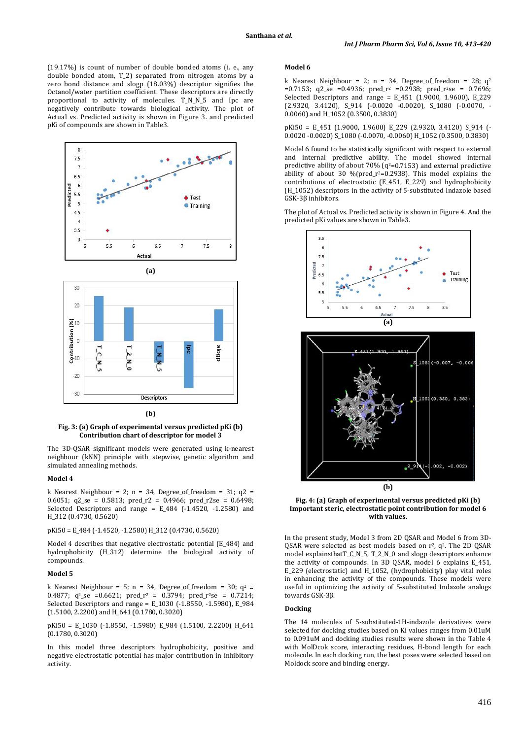(19.17%) is count of number of double bonded atoms (i. e., any double bonded atom, T_2) separated from nitrogen atoms by a zero bond distance and slogp (18.03%) descriptor signifies the Octanol/water partition coefficient. These descriptors are directly proportional to activity of molecules. T_N_N_5 and Ipc are negatively contribute towards biological activity. The plot of Actual vs. Predicted activity is shown in Figure 3. and predicted pKi of compounds are shown in Table3.

**Fig. 3: (a) Graph of experimental versus predicted pKi (b) Contribution chart of descriptor for model 3**

The 3D-QSAR significant models were generated using k-nearest neighbour (kNN) principle with stepwise, genetic algorithm and simulated annealing methods.

### Model 4

k Nearest Neighbour = 2; n = 34, Degree_of_freedom = 31; q2 = 0.6051; q2_se = 0.5813; pred_r2 = 0.4966; pred_r2se = 0.6498; Selected Descriptors and range = E_484 (-1.4520, -1.2580) and H_312 (0.4730, 0.5620)

pKi50 = E_484 (-1.4520, -1.2580) H_312 (0.4730, 0.5620)

Model 4 describes that negative electrostatic potential (E_484) and hydrophobicity (H_312) determine the biological activity of compounds.

### Model 5

k Nearest Neighbour = 5; n = 34, Degree_of_freedom = 30; $q^2$ = 0.4877; $q^2$_se =0.6621; pred_$r^2$ = 0.3794; pred_$r^2$se = 0.7214; Selected Descriptors and range = E_1030 (-1.8550, -1.5980), E_984 (1.5100, 2.2200) and H_641 (0.1780, 0.3020)

pKi50 = E_1030 (-1.8550, -1.5980) E_984 (1.5100, 2.2200) H_641 (0.1780, 0.3020)

In this model three descriptors hydrophobicity, positive and negative electrostatic potential has major contribution in inhibitory activity.

### Model 6

k Nearest Neighbour = 2; n = 34, Degree_of_freedom = 28; $q^2$ =0.7153; q2_se =0.4936; pred_$r^2$ =0.2938; pred_$r^2$se = 0.7696; Selected Descriptors and range = E_451 (1.9000, 1.9600), E_229 (2.9320, 3.4120), S_914 (-0.0020 -0.0020), S_1080 (-0.0070, -0.0060) and H_1052 (0.3500, 0.3830)

pKi50 = E_451 (1.9000, 1.9600) E_229 (2.9320, 3.4120) S_914 (-0.0020 -0.0020) S_1080 (-0.0070, -0.0060) H_1052 (0.3500, 0.3830)

Model 6 found to be statistically significant with respect to external and internal predictive ability. The model showed internal predictive ability of about 70% ($q^2$=0.7153) and external predictive ability of about 30 %(pred_$r^2$=0.2938). This model explains the contributions of electrostatic (E_451, E_229) and hydrophobicity (H_1052) descriptors in the activity of 5-substituted Indazole based GSK-3β inhibitors.

The plot of Actual vs. Predicted activity is shown in Figure 4. And the predicted pKi values are shown in Table3.

**Fig. 4: (a) Graph of experimental versus predicted pKi (b) Important steric, electrostatic point contribution for model 6 with values.**

In the present study, Model 3 from 2D QSAR and Model 6 from 3D-QSAR were selected as best models based on $r^2$, $q^2$. The 2D QSAR model explainsthatT_C_N_5, T_2_N_0 and slogp descriptors enhance the activity of compounds. In 3D QSAR, model 6 explains E_451, E_229 (electrostatic) and H_1052, (hydrophobicity) play vital roles in enhancing the activity of the compounds. These models were useful in optimizing the activity of 5-substituted Indazole analogs towards GSK-3β.

### Docking

The 14 molecules of 5-substituted-1H-indazole derivatives were selected for docking studies based on Ki values ranges from 0.01uM to 0.091uM and docking studies results were shown in the Table 4 with MolDcok score, interacting residues, H-bond length for each molecule. In each docking run, the best poses were selected based on Moldock score and binding energy.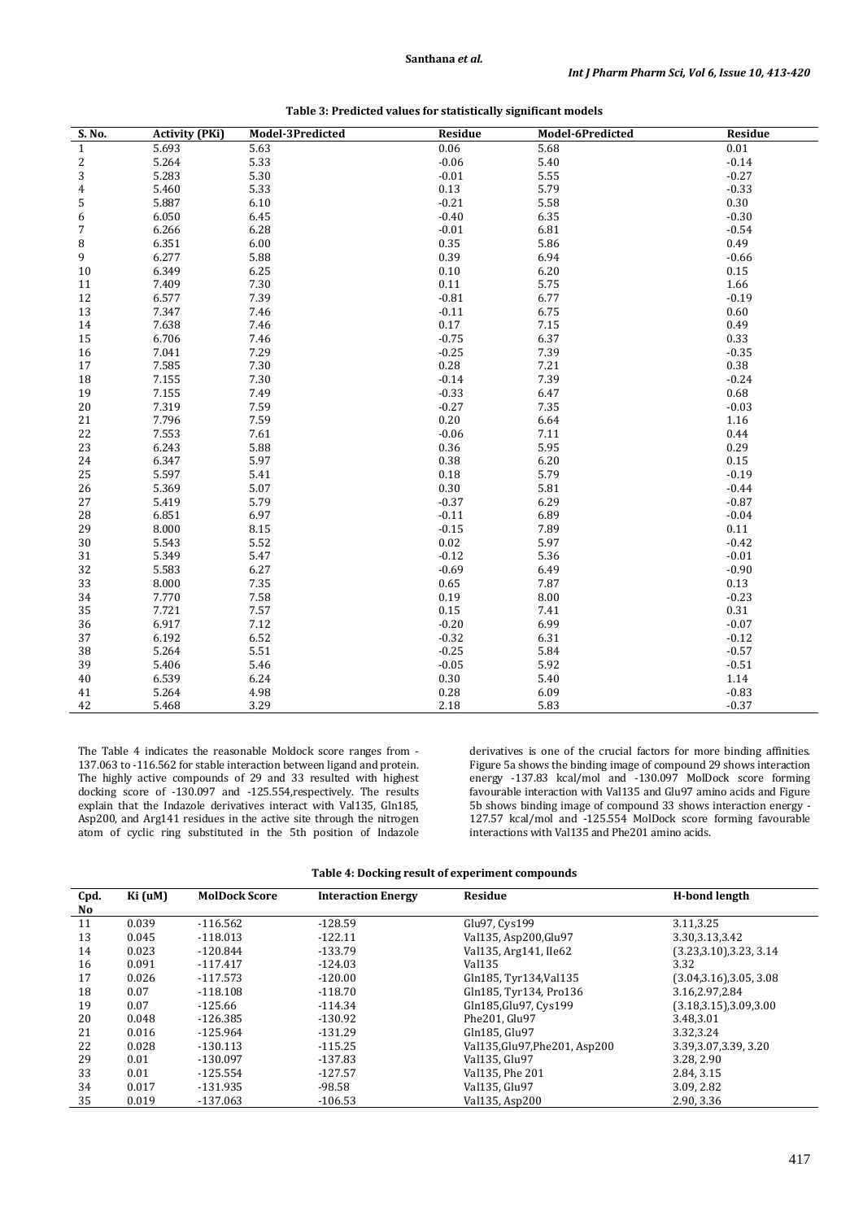**Table 3: Predicted values for statistically significant models**

| S. No. | Activity (PKi) | Model-3Predicted | Residue | Model-6Predicted | Residue |
|---|---|---|---|---|---|
| 1 | 5.693 | 5.63 | 0.06 | 5.68 | 0.01 |
| 2 | 5.264 | 5.33 | -0.06 | 5.40 | -0.14 |
| 3 | 5.283 | 5.30 | -0.01 | 5.55 | -0.27 |
| 4 | 5.460 | 5.33 | 0.13 | 5.79 | -0.33 |
| 5 | 5.887 | 6.10 | -0.21 | 5.58 | 0.30 |
| 6 | 6.050 | 6.45 | -0.40 | 6.35 | -0.30 |
| 7 | 6.266 | 6.28 | -0.01 | 6.81 | -0.54 |
| 8 | 6.351 | 6.00 | 0.35 | 5.86 | 0.49 |
| 9 | 6.277 | 5.88 | 0.39 | 6.94 | -0.66 |
| 10 | 6.349 | 6.25 | 0.10 | 6.20 | 0.15 |
| 11 | 7.409 | 7.30 | 0.11 | 5.75 | 1.66 |
| 12 | 6.577 | 7.39 | -0.81 | 6.77 | -0.19 |
| 13 | 7.347 | 7.46 | -0.11 | 6.75 | 0.60 |
| 14 | 7.638 | 7.46 | 0.17 | 7.15 | 0.49 |
| 15 | 6.706 | 7.46 | -0.75 | 6.37 | 0.33 |
| 16 | 7.041 | 7.29 | -0.25 | 7.39 | -0.35 |
| 17 | 7.585 | 7.30 | 0.28 | 7.21 | 0.38 |
| 18 | 7.155 | 7.30 | -0.14 | 7.39 | -0.24 |
| 19 | 7.155 | 7.49 | -0.33 | 6.47 | 0.68 |
| 20 | 7.319 | 7.59 | -0.27 | 7.35 | -0.03 |
| 21 | 7.796 | 7.59 | 0.20 | 6.64 | 1.16 |
| 22 | 7.553 | 7.61 | -0.06 | 7.11 | 0.44 |
| 23 | 6.243 | 5.88 | 0.36 | 5.95 | 0.29 |
| 24 | 6.347 | 5.97 | 0.38 | 6.20 | 0.15 |
| 25 | 5.597 | 5.41 | 0.18 | 5.79 | -0.19 |
| 26 | 5.369 | 5.07 | 0.30 | 5.81 | -0.44 |
| 27 | 5.419 | 5.79 | -0.37 | 6.29 | -0.87 |
| 28 | 6.851 | 6.97 | -0.11 | 6.89 | -0.04 |
| 29 | 8.000 | 8.15 | -0.15 | 7.89 | 0.11 |
| 30 | 5.543 | 5.52 | 0.02 | 5.97 | -0.42 |
| 31 | 5.349 | 5.47 | -0.12 | 5.36 | -0.01 |
| 32 | 5.583 | 6.27 | -0.69 | 6.49 | -0.90 |
| 33 | 8.000 | 7.35 | 0.65 | 7.87 | 0.13 |
| 34 | 7.770 | 7.58 | 0.19 | 8.00 | -0.23 |
| 35 | 7.721 | 7.57 | 0.15 | 7.41 | 0.31 |
| 36 | 6.917 | 7.12 | -0.20 | 6.99 | -0.07 |
| 37 | 6.192 | 6.52 | -0.32 | 6.31 | -0.12 |
| 38 | 5.264 | 5.51 | -0.25 | 5.84 | -0.57 |
| 39 | 5.406 | 5.46 | -0.05 | 5.92 | -0.51 |
| 40 | 6.539 | 6.24 | 0.30 | 5.40 | 1.14 |
| 41 | 5.264 | 4.98 | 0.28 | 6.09 | -0.83 |
| 42 | 5.468 | 3.29 | 2.18 | 5.83 | -0.37 |

The Table 4 indicates the reasonable Moldock score ranges from -137.063 to -116.562 for stable interaction between ligand and protein. The highly active compounds of 29 and 33 resulted with highest docking score of -130.097 and -125.554,respectively. The results explain that the Indazole derivatives interact with Val135, Gln185, Asp200, and Arg141 residues in the active site through the nitrogen atom of cyclic ring substituted in the 5th position of Indazole derivatives is one of the crucial factors for more binding affinities. Figure 5a shows the binding image of compound 29 shows interaction energy -137.83 kcal/mol and -130.097 MolDock score forming favourable interaction with Val135 and Glu97 amino acids and Figure 5b shows binding image of compound 33 shows interaction energy -127.57 kcal/mol and -125.554 MolDock score forming favourable interactions with Val135 and Phe201 amino acids.

**Table 4: Docking result of experiment compounds**

| Cpd. No | Ki (uM) | MolDock Score | Interaction Energy | Residue | H-bond length |
|---|---|---|---|---|---|
| 11 | 0.039 | -116.562 | -128.59 | Glu97, Cys199 | 3.11,3.25 |
| 13 | 0.045 | -118.013 | -122.11 | Val135, Asp200,Glu97 | 3.30,3.13,3.42 |
| 14 | 0.023 | -120.844 | -133.79 | Val135, Arg141, IIe62 | (3.23,3.10),3.23, 3.14 |
| 16 | 0.091 | -117.417 | -124.03 | Val135 | 3.32 |
| 17 | 0.026 | -117.573 | -120.00 | Gln185, Tyr134,Val135 | (3.04,3.16),3.05, 3.08 |
| 18 | 0.07 | -118.108 | -118.70 | Gln185, Tyr134, Pro136 | 3.16,2.97,2.84 |
| 19 | 0.07 | -125.66 | -114.34 | Gln185,Glu97, Cys199 | (3.18,3.15),3.09,3.00 |
| 20 | 0.048 | -126.385 | -130.92 | Phe201, Glu97 | 3.48,3.01 |
| 21 | 0.016 | -125.964 | -131.29 | Gln185, Glu97 | 3.32,3.24 |
| 22 | 0.028 | -130.113 | -115.25 | Val135,Glu97,Phe201, Asp200 | 3.39,3.07,3.39, 3.20 |
| 29 | 0.01 | -130.097 | -137.83 | Val135, Glu97 | 3.28, 2.90 |
| 33 | 0.01 | -125.554 | -127.57 | Val135, Phe 201 | 2.84, 3.15 |
| 34 | 0.017 | -131.935 | -98.58 | Val135, Glu97 | 3.09, 2.82 |
| 35 | 0.019 | -137.063 | -106.53 | Val135, Asp200 | 2.90, 3.36 |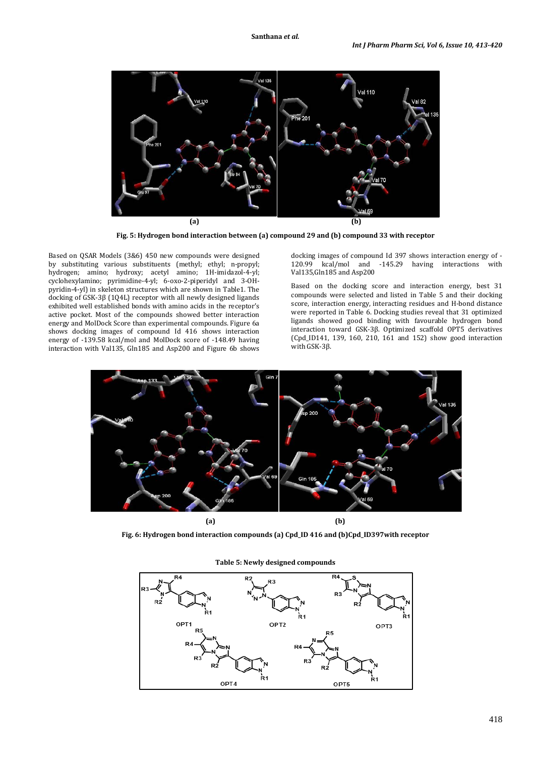Fig. 5: Hydrogen bond interaction between (a) compound 29 and (b) compound 33 with receptor

Based on QSAR Models (3&6) 450 new compounds were designed by substituting various substituents (methyl; ethyl; n-propyl; hydrogen; amino; hydroxy; acetyl amino; 1H-imidazol-4-yl; cyclohexylamino; pyrimidine-4-yl; 6-oxo-2-piperidyl and 3-OH-pyridin-4-yl) in skeleton structures which are shown in Table1. The docking of GSK-3β (1Q4L) receptor with all newly designed ligands exhibited well established bonds with amino acids in the receptor's active pocket. Most of the compounds showed better interaction energy and MolDock Score than experimental compounds. Figure 6a shows docking images of compound Id 416 shows interaction energy of -139.58 kcal/mol and MolDock score of -148.49 having interaction with Val135, Gln185 and Asp200 and Figure 6b shows docking images of compound Id 397 shows interaction energy of -120.99 kcal/mol and -145.29 having interactions with Val135,Gln185 and Asp200

Based on the docking score and interaction energy, best 31 compounds were selected and listed in Table 5 and their docking score, interaction energy, interacting residues and H-bond distance were reported in Table 6. Docking studies reveal that 31 optimized ligands showed good binding with favourable hydrogen bond interaction toward GSK-3β. Optimized scaffold OPT5 derivatives (Cpd_ID141, 139, 160, 210, 161 and 152) show good interaction with GSK-3β.

Fig. 6: Hydrogen bond interaction compounds (a) Cpd_ID 416 and (b)Cpd_ID397with receptor

Table 5: Newly designed compounds

OPT1 OPT2 OPT3 OPT4 OPT5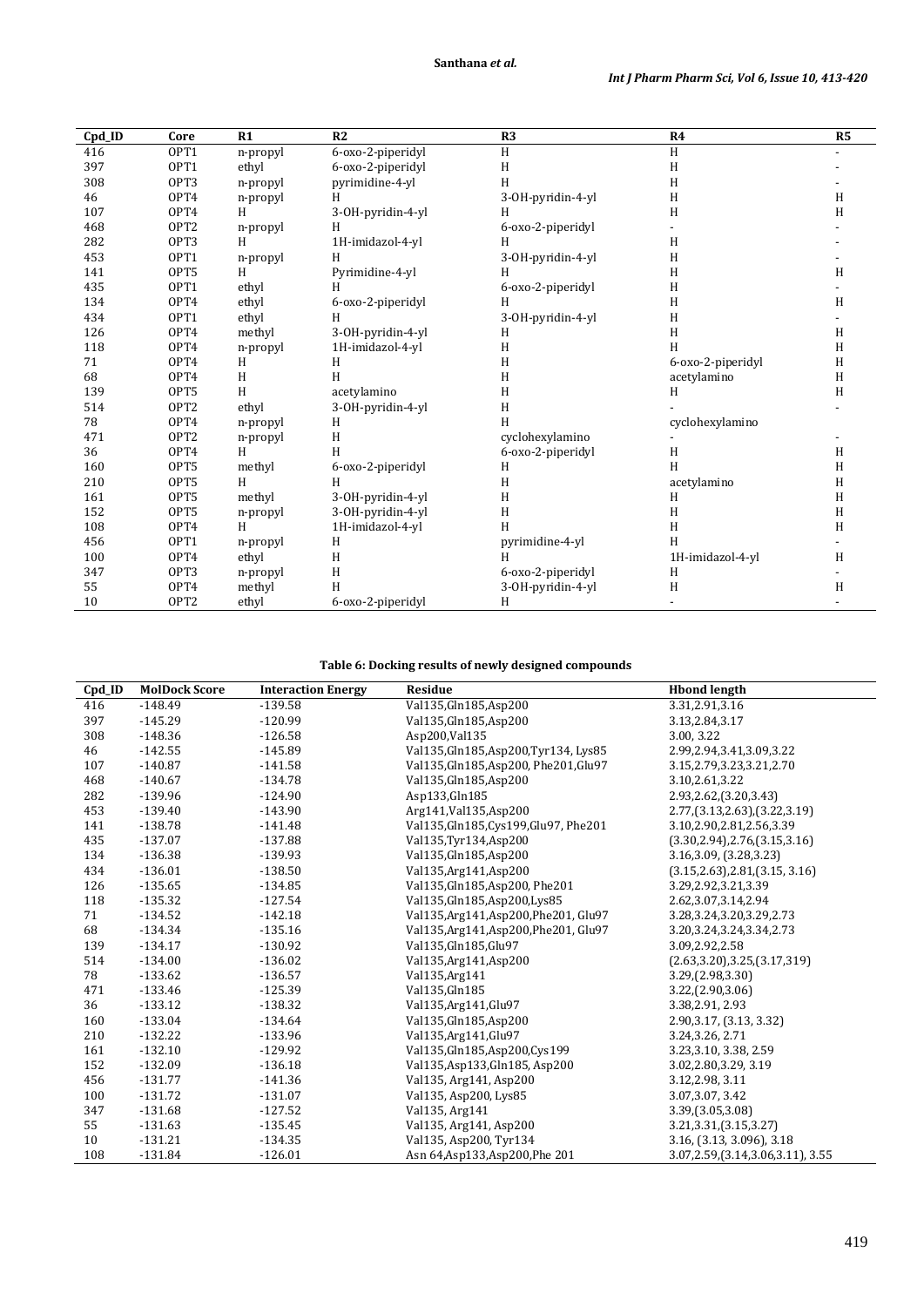| Cpd_ID | Core | R1 | R2 | R3 | R4 | R5 |
|---|---|---|---|---|---|---|
| 416 | OPT1 | n-propyl | 6-oxo-2-piperidyl | H | H | - |
| 397 | OPT1 | ethyl | 6-oxo-2-piperidyl | H | H | - |
| 308 | OPT3 | n-propyl | pyrimidine-4-yl | H | H | - |
| 46 | OPT4 | n-propyl | H | 3-OH-pyridin-4-yl | H | H |
| 107 | OPT4 | H | 3-OH-pyridin-4-yl | H | H | H |
| 468 | OPT2 | n-propyl | H | 6-oxo-2-piperidyl | - | - |
| 282 | OPT3 | H | 1H-imidazol-4-yl | H | H | - |
| 453 | OPT1 | n-propyl | H | 3-OH-pyridin-4-yl | H | - |
| 141 | OPT5 | H | Pyrimidine-4-yl | H | H | H |
| 435 | OPT1 | ethyl | H | 6-oxo-2-piperidyl | H | - |
| 134 | OPT4 | ethyl | 6-oxo-2-piperidyl | H | H | H |
| 434 | OPT1 | ethyl | H | 3-OH-pyridin-4-yl | H | - |
| 126 | OPT4 | methyl | 3-OH-pyridin-4-yl | H | H | H |
| 118 | OPT4 | n-propyl | 1H-imidazol-4-yl | H | H | H |
| 71 | OPT4 | H | H | H | 6-oxo-2-piperidyl | H |
| 68 | OPT4 | H | H | H | acetylamino | H |
| 139 | OPT5 | H | acetylamino | H | H | H |
| 514 | OPT2 | ethyl | 3-OH-pyridin-4-yl | H | - | - |
| 78 | OPT4 | n-propyl | H | H | cyclohexylamino | |
| 471 | OPT2 | n-propyl | H | cyclohexylamino | - | - |
| 36 | OPT4 | H | H | 6-oxo-2-piperidyl | H | H |
| 160 | OPT5 | methyl | 6-oxo-2-piperidyl | H | H | H |
| 210 | OPT5 | H | H | H | acetylamino | H |
| 161 | OPT5 | methyl | 3-OH-pyridin-4-yl | H | H | H |
| 152 | OPT5 | n-propyl | 3-OH-pyridin-4-yl | H | H | H |
| 108 | OPT4 | H | 1H-imidazol-4-yl | H | H | H |
| 456 | OPT1 | n-propyl | H | pyrimidine-4-yl | H | - |
| 100 | OPT4 | ethyl | H | H | 1H-imidazol-4-yl | H |
| 347 | OPT3 | n-propyl | H | 6-oxo-2-piperidyl | H | - |
| 55 | OPT4 | methyl | H | 3-OH-pyridin-4-yl | H | H |
| 10 | OPT2 | ethyl | 6-oxo-2-piperidyl | H | - | - |

**Table 6: Docking results of newly designed compounds**

| Cpd_ID | MolDock Score | Interaction Energy | Residue | Hbond length |
|---|---|---|---|---|
| 416 | -148.49 | -139.58 | Val135,Gln185,Asp200 | 3.31,2.91,3.16 |
| 397 | -145.29 | -120.99 | Val135,Gln185,Asp200 | 3.13,2.84,3.17 |
| 308 | -148.36 | -126.58 | Asp200,Val135 | 3.00, 3.22 |
| 46 | -142.55 | -145.89 | Val135,Gln185,Asp200,Tyr134, Lys85 | 2.99,2.94,3.41,3.09,3.22 |
| 107 | -140.87 | -141.58 | Val135,Gln185,Asp200, Phe201,Glu97 | 3.15,2.79,3.23,3.21,2.70 |
| 468 | -140.67 | -134.78 | Val135,Gln185,Asp200 | 3.10,2.61,3.22 |
| 282 | -139.96 | -124.90 | Asp133,Gln185 | 2.93,2.62,(3.20,3.43) |
| 453 | -139.40 | -143.90 | Arg141,Val135,Asp200 | 2.77,(3.13,2.63),(3.22,3.19) |
| 141 | -138.78 | -141.48 | Val135,Gln185,Cys199,Glu97, Phe201 | 3.10,2.90,2.81,2.56,3.39 |
| 435 | -137.07 | -137.88 | Val135,Tyr134,Asp200 | (3.30,2.94),2.76,(3.15,3.16) |
| 134 | -136.38 | -139.93 | Val135,Gln185,Asp200 | 3.16,3.09, (3.28,3.23) |
| 434 | -136.01 | -138.50 | Val135,Arg141,Asp200 | (3.15,2.63),2.81,(3.15, 3.16) |
| 126 | -135.65 | -134.85 | Val135,Gln185,Asp200, Phe201 | 3.29,2.92,3.21,3.39 |
| 118 | -135.32 | -127.54 | Val135,Gln185,Asp200,Lys85 | 2.62,3.07,3.14,2.94 |
| 71 | -134.52 | -142.18 | Val135,Arg141,Asp200,Phe201, Glu97 | 3.28,3.24,3.20,3.29,2.73 |
| 68 | -134.34 | -135.16 | Val135,Arg141,Asp200,Phe201, Glu97 | 3.20,3.24,3.24,3.34,2.73 |
| 139 | -134.17 | -130.92 | Val135,Gln185,Glu97 | 3.09,2.92,2.58 |
| 514 | -134.00 | -136.02 | Val135,Arg141,Asp200 | (2.63,3.20),3.25,(3.17,319) |
| 78 | -133.62 | -136.57 | Val135,Arg141 | 3.29,(2.98,3.30) |
| 471 | -133.46 | -125.39 | Val135,Gln185 | 3.22,(2.90,3.06) |
| 36 | -133.12 | -138.32 | Val135,Arg141,Glu97 | 3.38,2.91, 2.93 |
| 160 | -133.04 | -134.64 | Val135,Gln185,Asp200 | 2.90,3.17, (3.13, 3.32) |
| 210 | -132.22 | -133.96 | Val135,Arg141,Glu97 | 3.24,3.26, 2.71 |
| 161 | -132.10 | -129.92 | Val135,Gln185,Asp200,Cys199 | 3.23,3.10, 3.38, 2.59 |
| 152 | -132.09 | -136.18 | Val135,Asp133,Gln185, Asp200 | 3.02,2.80,3.29, 3.19 |
| 456 | -131.77 | -141.36 | Val135, Arg141, Asp200 | 3.12,2.98, 3.11 |
| 100 | -131.72 | -131.07 | Val135, Asp200, Lys85 | 3.07,3.07, 3.42 |
| 347 | -131.68 | -127.52 | Val135, Arg141 | 3.39,(3.05,3.08) |
| 55 | -131.63 | -135.45 | Val135, Arg141, Asp200 | 3.21,3.31,(3.15,3.27) |
| 10 | -131.21 | -134.35 | Val135, Asp200, Tyr134 | 3.16, (3.13, 3.096), 3.18 |
| 108 | -131.84 | -126.01 | Asn 64,Asp133,Asp200,Phe 201 | 3.07,2.59,(3.14,3.06,3.11), 3.55 |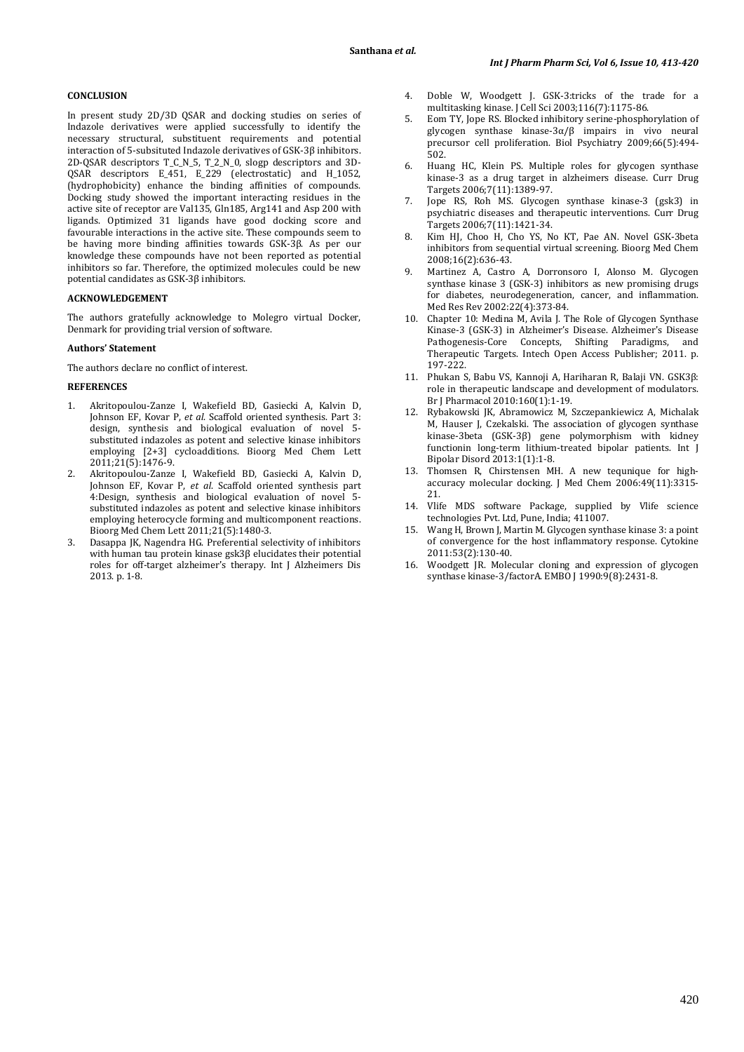## CONCLUSION

In present study 2D/3D QSAR and docking studies on series of Indazole derivatives were applied successfully to identify the necessary structural, substituent requirements and potential interaction of 5-subsituted Indazole derivatives of GSK-3β inhibitors. 2D-QSAR descriptors T_C_N_5, T_2_N_0, slogp descriptors and 3D-QSAR descriptors E_451, E_229 (electrostatic) and H_1052, (hydrophobicity) enhance the binding affinities of compounds. Docking study showed the important interacting residues in the active site of receptor are Val135, Gln185, Arg141 and Asp 200 with ligands. Optimized 31 ligands have good docking score and favourable interactions in the active site. These compounds seem to be having more binding affinities towards GSK-3β. As per our knowledge these compounds have not been reported as potential inhibitors so far. Therefore, the optimized molecules could be new potential candidates as GSK-3β inhibitors.

## ACKNOWLEDGEMENT

The authors gratefully acknowledge to Molegro virtual Docker, Denmark for providing trial version of software.

## Authors' Statement

The authors declare no conflict of interest.

## REFERENCES

1. Akritopoulou-Zanze I, Wakefield BD, Gasiecki A, Kalvin D, Johnson EF, Kovar P, *et al*. Scaffold oriented synthesis. Part 3: design, synthesis and biological evaluation of novel 5-substituted indazoles as potent and selective kinase inhibitors employing [2+3] cycloadditions. Bioorg Med Chem Lett 2011;21(5):1476-9.
2. Akritopoulou-Zanze I, Wakefield BD, Gasiecki A, Kalvin D, Johnson EF, Kovar P, *et al*. Scaffold oriented synthesis part 4:Design, synthesis and biological evaluation of novel 5-substituted indazoles as potent and selective kinase inhibitors employing heterocycle forming and multicomponent reactions. Bioorg Med Chem Lett 2011;21(5):1480-3.
3. Dasappa JK, Nagendra HG. Preferential selectivity of inhibitors with human tau protein kinase gsk3β elucidates their potential roles for off-target alzheimer's therapy. Int J Alzheimers Dis 2013. p. 1-8.
4. Doble W, Woodgett J. GSK-3:tricks of the trade for a multitasking kinase. J Cell Sci 2003;116(7):1175-86.
5. Eom TY, Jope RS. Blocked inhibitory serine-phosphorylation of glycogen synthase kinase-3α/β impairs in vivo neural precursor cell proliferation. Biol Psychiatry 2009;66(5):494-502.
6. Huang HC, Klein PS. Multiple roles for glycogen synthase kinase-3 as a drug target in alzheimers disease. Curr Drug Targets 2006;7(11):1389-97.
7. Jope RS, Roh MS. Glycogen synthase kinase-3 (gsk3) in psychiatric diseases and therapeutic interventions. Curr Drug Targets 2006;7(11):1421-34.
8. Kim HJ, Choo H, Cho YS, No KT, Pae AN. Novel GSK-3beta inhibitors from sequential virtual screening. Bioorg Med Chem 2008;16(2):636-43.
9. Martinez A, Castro A, Dorronsoro I, Alonso M. Glycogen synthase kinase 3 (GSK-3) inhibitors as new promising drugs for diabetes, neurodegeneration, cancer, and inflammation. Med Res Rev 2002:22(4):373-84.
10. Chapter 10: Medina M, Avila J. The Role of Glycogen Synthase Kinase-3 (GSK-3) in Alzheimer's Disease. Alzheimer's Disease Pathogenesis-Core Concepts, Shifting Paradigms, and Therapeutic Targets. Intech Open Access Publisher; 2011. p. 197-222.
11. Phukan S, Babu VS, Kannoji A, Hariharan R, Balaji VN. GSK3β: role in therapeutic landscape and development of modulators. Br J Pharmacol 2010:160(1):1-19.
12. Rybakowski JK, Abramowicz M, Szczepankiewicz A, Michalak M, Hauser J, Czekalski. The association of glycogen synthase kinase-3beta (GSK-3β) gene polymorphism with kidney functionin long-term lithium-treated bipolar patients. Int J Bipolar Disord 2013:1(1):1-8.
13. Thomsen R, Chirstensen MH. A new tequnique for high-accuracy molecular docking. J Med Chem 2006:49(11):3315-21.
14. Vlife MDS software Package, supplied by Vlife science technologies Pvt. Ltd, Pune, India; 411007.
15. Wang H, Brown J, Martin M. Glycogen synthase kinase 3: a point of convergence for the host inflammatory response. Cytokine 2011:53(2):130-40.
16. Woodgett JR. Molecular cloning and expression of glycogen synthase kinase-3/factorA. EMBO J 1990:9(8):2431-8.